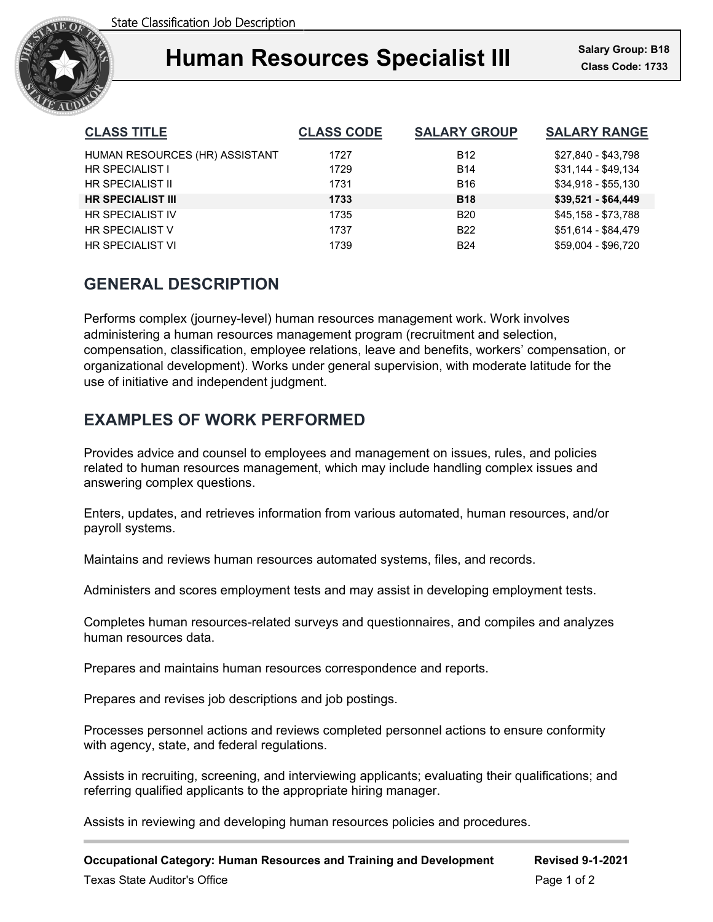State Classification Job Description

# Human Resources Specialist III

**Salary Group: B18**
**Class Code: 1733**

| CLASS TITLE | CLASS CODE | SALARY GROUP | SALARY RANGE |
|---|---|---|---|
| HUMAN RESOURCES (HR) ASSISTANT | 1727 | B12 | $27,840 - $43,798 |
| HR SPECIALIST I | 1729 | B14 | $31,144 - $49,134 |
| HR SPECIALIST II | 1731 | B16 | $34,918 - $55,130 |
| **HR SPECIALIST III** | **1733** | **B18** | **$39,521 - $64,449** |
| HR SPECIALIST IV | 1735 | B20 | $45,158 - $73,788 |
| HR SPECIALIST V | 1737 | B22 | $51,614 - $84,479 |
| HR SPECIALIST VI | 1739 | B24 | $59,004 - $96,720 |

## GENERAL DESCRIPTION

Performs complex (journey-level) human resources management work. Work involves administering a human resources management program (recruitment and selection, compensation, classification, employee relations, leave and benefits, workers' compensation, or organizational development). Works under general supervision, with moderate latitude for the use of initiative and independent judgment.

## EXAMPLES OF WORK PERFORMED

Provides advice and counsel to employees and management on issues, rules, and policies related to human resources management, which may include handling complex issues and answering complex questions.

Enters, updates, and retrieves information from various automated, human resources, and/or payroll systems.

Maintains and reviews human resources automated systems, files, and records.

Administers and scores employment tests and may assist in developing employment tests.

Completes human resources-related surveys and questionnaires, and compiles and analyzes human resources data.

Prepares and maintains human resources correspondence and reports.

Prepares and revises job descriptions and job postings.

Processes personnel actions and reviews completed personnel actions to ensure conformity with agency, state, and federal regulations.

Assists in recruiting, screening, and interviewing applicants; evaluating their qualifications; and referring qualified applicants to the appropriate hiring manager.

Assists in reviewing and developing human resources policies and procedures.

**Occupational Category: Human Resources and Training and Development** **Revised 9-1-2021**

Texas State Auditor's Office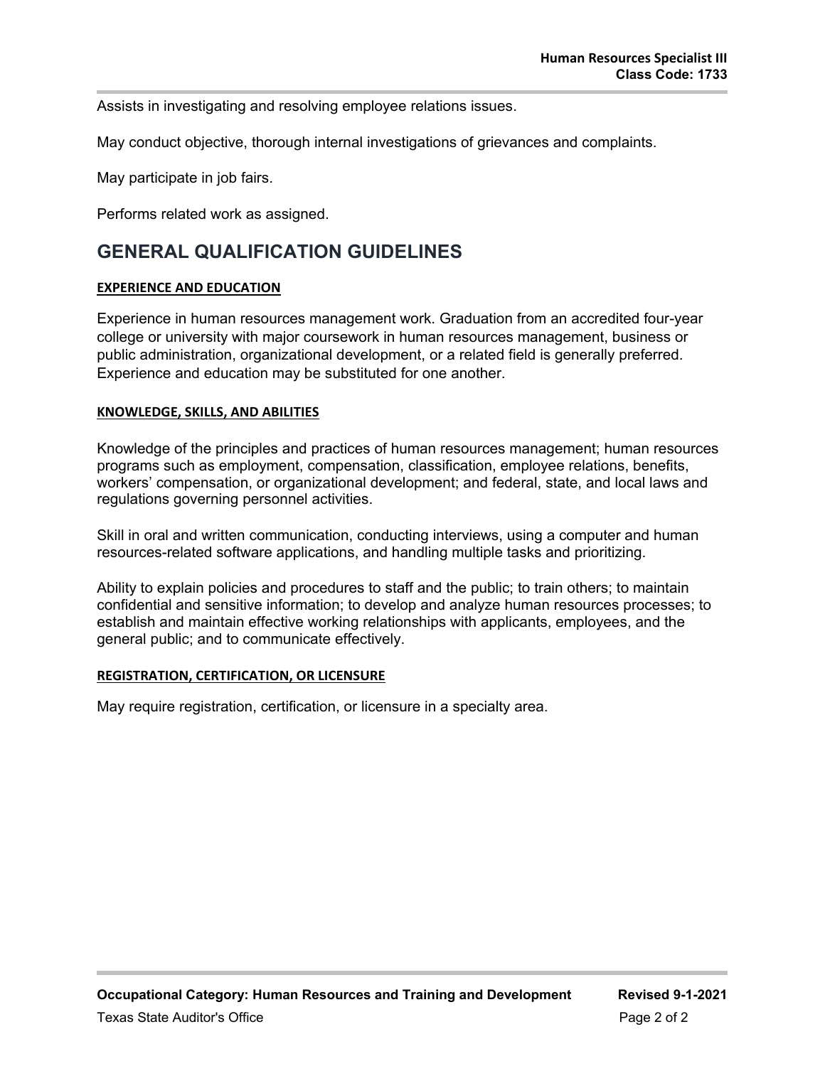Assists in investigating and resolving employee relations issues.

May conduct objective, thorough internal investigations of grievances and complaints.

May participate in job fairs.

Performs related work as assigned.

## GENERAL QUALIFICATION GUIDELINES

### EXPERIENCE AND EDUCATION

Experience in human resources management work. Graduation from an accredited four-year college or university with major coursework in human resources management, business or public administration, organizational development, or a related field is generally preferred. Experience and education may be substituted for one another.

### KNOWLEDGE, SKILLS, AND ABILITIES

Knowledge of the principles and practices of human resources management; human resources programs such as employment, compensation, classification, employee relations, benefits, workers' compensation, or organizational development; and federal, state, and local laws and regulations governing personnel activities.

Skill in oral and written communication, conducting interviews, using a computer and human resources-related software applications, and handling multiple tasks and prioritizing.

Ability to explain policies and procedures to staff and the public; to train others; to maintain confidential and sensitive information; to develop and analyze human resources processes; to establish and maintain effective working relationships with applicants, employees, and the general public; and to communicate effectively.

### REGISTRATION, CERTIFICATION, OR LICENSURE

May require registration, certification, or licensure in a specialty area.